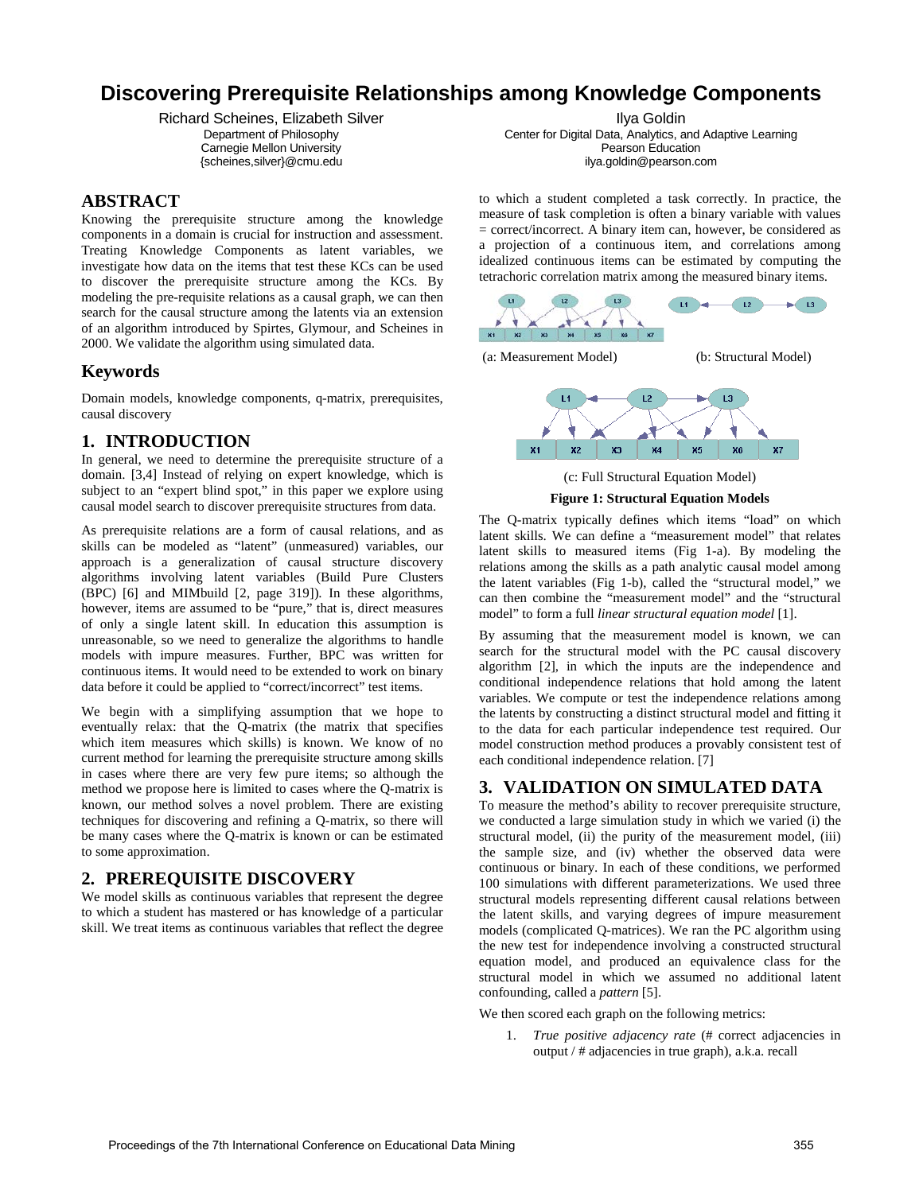# Discovering Prerequisite Relationships among Knowledge Components

Richard Scheines, Elizabeth Silver
Department of Philosophy
Carnegie Mellon University
{scheines,silver}@cmu.edu

Ilya Goldin
Center for Digital Data, Analytics, and Adaptive Learning
Pearson Education
ilya.goldin@pearson.com

## ABSTRACT

Knowing the prerequisite structure among the knowledge components in a domain is crucial for instruction and assessment. Treating Knowledge Components as latent variables, we investigate how data on the items that test these KCs can be used to discover the prerequisite structure among the KCs. By modeling the pre-requisite relations as a causal graph, we can then search for the causal structure among the latents via an extension of an algorithm introduced by Spirtes, Glymour, and Scheines in 2000. We validate the algorithm using simulated data.

## Keywords

Domain models, knowledge components, q-matrix, prerequisites, causal discovery

## 1. INTRODUCTION

In general, we need to determine the prerequisite structure of a domain. [3,4] Instead of relying on expert knowledge, which is subject to an "expert blind spot," in this paper we explore using causal model search to discover prerequisite structures from data.

As prerequisite relations are a form of causal relations, and as skills can be modeled as "latent" (unmeasured) variables, our approach is a generalization of causal structure discovery algorithms involving latent variables (Build Pure Clusters (BPC) [6] and MIMbuild [2, page 319]). In these algorithms, however, items are assumed to be "pure," that is, direct measures of only a single latent skill. In education this assumption is unreasonable, so we need to generalize the algorithms to handle models with impure measures. Further, BPC was written for continuous items. It would need to be extended to work on binary data before it could be applied to "correct/incorrect" test items.

We begin with a simplifying assumption that we hope to eventually relax: that the Q-matrix (the matrix that specifies which item measures which skills) is known. We know of no current method for learning the prerequisite structure among skills in cases where there are very few pure items; so although the method we propose here is limited to cases where the Q-matrix is known, our method solves a novel problem. There are existing techniques for discovering and refining a Q-matrix, so there will be many cases where the Q-matrix is known or can be estimated to some approximation.

## 2. PREREQUISITE DISCOVERY

We model skills as continuous variables that represent the degree to which a student has mastered or has knowledge of a particular skill. We treat items as continuous variables that reflect the degree to which a student completed a task correctly. In practice, the measure of task completion is often a binary variable with values = correct/incorrect. A binary item can, however, be considered as a projection of a continuous item, and correlations among idealized continuous items can be estimated by computing the tetrachoric correlation matrix among the measured binary items.

(a: Measurement Model) (b: Structural Model)

(c: Full Structural Equation Model)

**Figure 1: Structural Equation Models**

The Q-matrix typically defines which items "load" on which latent skills. We can define a "measurement model" that relates latent skills to measured items (Fig 1-a). By modeling the relations among the skills as a path analytic causal model among the latent variables (Fig 1-b), called the "structural model," we can then combine the "measurement model" and the "structural model" to form a full *linear structural equation model* [1].

By assuming that the measurement model is known, we can search for the structural model with the PC causal discovery algorithm [2], in which the inputs are the independence and conditional independence relations that hold among the latent variables. We compute or test the independence relations among the latents by constructing a distinct structural model and fitting it to the data for each particular independence test required. Our model construction method produces a provably consistent test of each conditional independence relation. [7]

## 3. VALIDATION ON SIMULATED DATA

To measure the method's ability to recover prerequisite structure, we conducted a large simulation study in which we varied (i) the structural model, (ii) the purity of the measurement model, (iii) the sample size, and (iv) whether the observed data were continuous or binary. In each of these conditions, we performed 100 simulations with different parameterizations. We used three structural models representing different causal relations between the latent skills, and varying degrees of impure measurement models (complicated Q-matrices). We ran the PC algorithm using the new test for independence involving a constructed structural equation model, and produced an equivalence class for the structural model in which we assumed no additional latent confounding, called a *pattern* [5].

We then scored each graph on the following metrics:

1. *True positive adjacency rate* (# correct adjacencies in output / # adjacencies in true graph), a.k.a. recall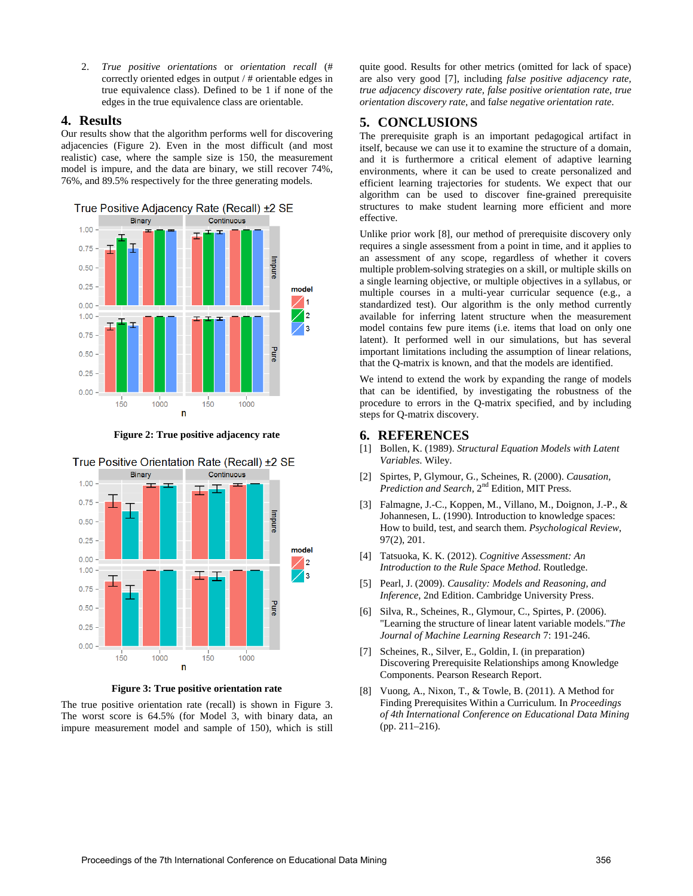2. *True positive orientations* or *orientation recall* (# correctly oriented edges in output / # orientable edges in true equivalence class). Defined to be 1 if none of the edges in the true equivalence class are orientable.

## 4. Results

Our results show that the algorithm performs well for discovering adjacencies (Figure 2). Even in the most difficult (and most realistic) case, where the sample size is 150, the measurement model is impure, and the data are binary, we still recover 74%, 76%, and 89.5% respectively for the three generating models.

True Positive Adjacency Rate (Recall) ±2 SE

Binary
Continuous
Impure
Pure
model
1
2
3
1.00
0.75
0.50
0.25
0.00
150
1000
n

**Figure 2: True positive adjacency rate**

True Positive Orientation Rate (Recall) ±2 SE

Binary
Continuous
Impure
Pure
model
2
3
1.00
0.75
0.50
0.25
0.00
150
1000
n

**Figure 3: True positive orientation rate**

The true positive orientation rate (recall) is shown in Figure 3. The worst score is 64.5% (for Model 3, with binary data, an impure measurement model and sample of 150), which is still quite good. Results for other metrics (omitted for lack of space) are also very good [7], including *false positive adjacency rate*, *true adjacency discovery rate*, *false positive orientation rate*, *true orientation discovery rate*, and *false negative orientation rate*.

## 5. CONCLUSIONS

The prerequisite graph is an important pedagogical artifact in itself, because we can use it to examine the structure of a domain, and it is furthermore a critical element of adaptive learning environments, where it can be used to create personalized and efficient learning trajectories for students. We expect that our algorithm can be used to discover fine-grained prerequisite structures to make student learning more efficient and more effective.

Unlike prior work [8], our method of prerequisite discovery only requires a single assessment from a point in time, and it applies to an assessment of any scope, regardless of whether it covers multiple problem-solving strategies on a skill, or multiple skills on a single learning objective, or multiple objectives in a syllabus, or multiple courses in a multi-year curricular sequence (e.g., a standardized test). Our algorithm is the only method currently available for inferring latent structure when the measurement model contains few pure items (i.e. items that load on only one latent). It performed well in our simulations, but has several important limitations including the assumption of linear relations, that the Q-matrix is known, and that the models are identified.

We intend to extend the work by expanding the range of models that can be identified, by investigating the robustness of the procedure to errors in the Q-matrix specified, and by including steps for Q-matrix discovery.

## 6. REFERENCES

[1] Bollen, K. (1989). *Structural Equation Models with Latent Variables*. Wiley.

[2] Spirtes, P, Glymour, G., Scheines, R. (2000). *Causation, Prediction and Search*, 2nd Edition, MIT Press.

[3] Falmagne, J.-C., Koppen, M., Villano, M., Doignon, J.-P., & Johannesen, L. (1990). Introduction to knowledge spaces: How to build, test, and search them. *Psychological Review*, 97(2), 201.

[4] Tatsuoka, K. K. (2012). *Cognitive Assessment: An Introduction to the Rule Space Method*. Routledge.

[5] Pearl, J. (2009). *Causality: Models and Reasoning, and Inference*, 2nd Edition. Cambridge University Press.

[6] Silva, R., Scheines, R., Glymour, C., Spirtes, P. (2006). "Learning the structure of linear latent variable models."*The Journal of Machine Learning Research* 7: 191-246.

[7] Scheines, R., Silver, E., Goldin, I. (in preparation) Discovering Prerequisite Relationships among Knowledge Components. Pearson Research Report.

[8] Vuong, A., Nixon, T., & Towle, B. (2011). A Method for Finding Prerequisites Within a Curriculum. In *Proceedings of 4th International Conference on Educational Data Mining* (pp. 211–216).